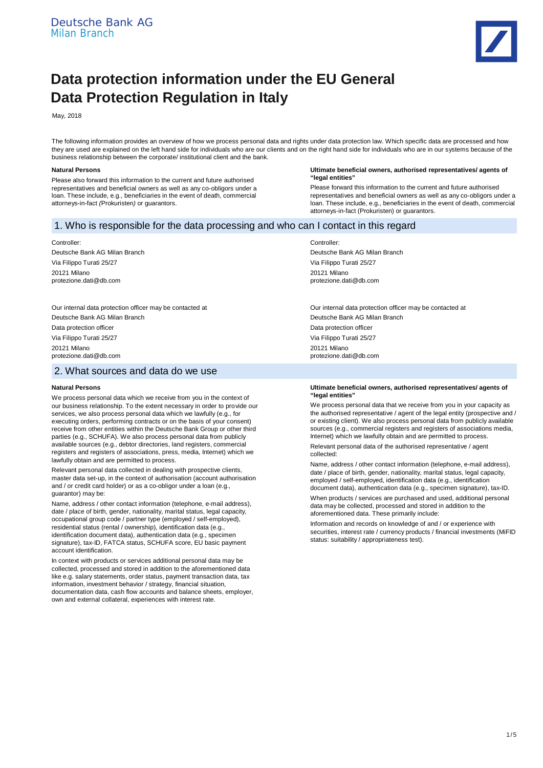Deutsche Bank AG
Milan Branch

# Data protection information under the EU General Data Protection Regulation in Italy

May, 2018

The following information provides an overview of how we process personal data and rights under data protection law. Which specific data are processed and how they are used are explained on the left hand side for individuals who are our clients and on the right hand side for individuals who are in our systems because of the business relationship between the corporate/ institutional client and the bank.

**Natural Persons**

Please also forward this information to the current and future authorised representatives and beneficial owners as well as any co-obligors under a loan. These include, e.g., beneficiaries in the event of death, commercial attorneys-in-fact *(Prokuristen)* or guarantors.

**Ultimate beneficial owners, authorised representatives/ agents of "legal entities"**

Please forward this information to the current and future authorised representatives and beneficial owners as well as any co-obligors under a loan. These include, e.g., beneficiaries in the event of death, commercial attorneys-in-fact (Prokuristen) or guarantors.

## 1. Who is responsible for the data processing and who can I contact in this regard

**Natural Persons**

Controller:
Deutsche Bank AG Milan Branch
Via Filippo Turati 25/27
20121 Milano
protezione.dati@db.com

Our internal data protection officer may be contacted at
Deutsche Bank AG Milan Branch
Data protection officer
Via Filippo Turati 25/27
20121 Milano
protezione.dati@db.com

**Ultimate beneficial owners, authorised representatives/ agents of "legal entities"**

Controller:
Deutsche Bank AG Milan Branch
Via Filippo Turati 25/27
20121 Milano
protezione.dati@db.com

Our internal data protection officer may be contacted at
Deutsche Bank AG Milan Branch
Data protection officer
Via Filippo Turati 25/27
20121 Milano
protezione.dati@db.com

## 2. What sources and data do we use

**Natural Persons**

We process personal data which we receive from you in the context of our business relationship. To the extent necessary in order to provide our services, we also process personal data which we lawfully (e.g., for executing orders, performing contracts or on the basis of your consent) receive from other entities within the Deutsche Bank Group or other third parties (e.g., SCHUFA). We also process personal data from publicly available sources (e.g., debtor directories, land registers, commercial registers and registers of associations, press, media, Internet) which we lawfully obtain and are permitted to process.

Relevant personal data collected in dealing with prospective clients, master data set-up, in the context of authorisation (account authorisation and / or credit card holder) or as a co-obligor under a loan (e.g., guarantor) may be:

Name, address / other contact information (telephone, e-mail address), date / place of birth, gender, nationality, marital status, legal capacity, occupational group code / partner type (employed / self-employed), residential status (rental / ownership), identification data (e.g., identification document data), authentication data (e.g., specimen signature), tax-ID, FATCA status, SCHUFA score, EU basic payment account identification.

In context with products or services additional personal data may be collected, processed and stored in addition to the aforementioned data like e.g. salary statements, order status, payment transaction data, tax information, investment behavior / strategy, financial situation, documentation data, cash flow accounts and balance sheets, employer, own and external collateral, experiences with interest rate.

**Ultimate beneficial owners, authorised representatives/ agents of "legal entities"**

We process personal data that we receive from you in your capacity as the authorised representative / agent of the legal entity (prospective and / or existing client). We also process personal data from publicly available sources (e.g., commercial registers and registers of associations media, Internet) which we lawfully obtain and are permitted to process.

Relevant personal data of the authorised representative / agent collected:

Name, address / other contact information (telephone, e-mail address), date / place of birth, gender, nationality, marital status, legal capacity, employed / self-employed, identification data (e.g., identification document data), authentication data (e.g., specimen signature), tax-ID.

When products / services are purchased and used, additional personal data may be collected, processed and stored in addition to the aforementioned data. These primarily include:

Information and records on knowledge of and / or experience with securities, interest rate / currency products / financial investments (MiFID status: suitability / appropriateness test).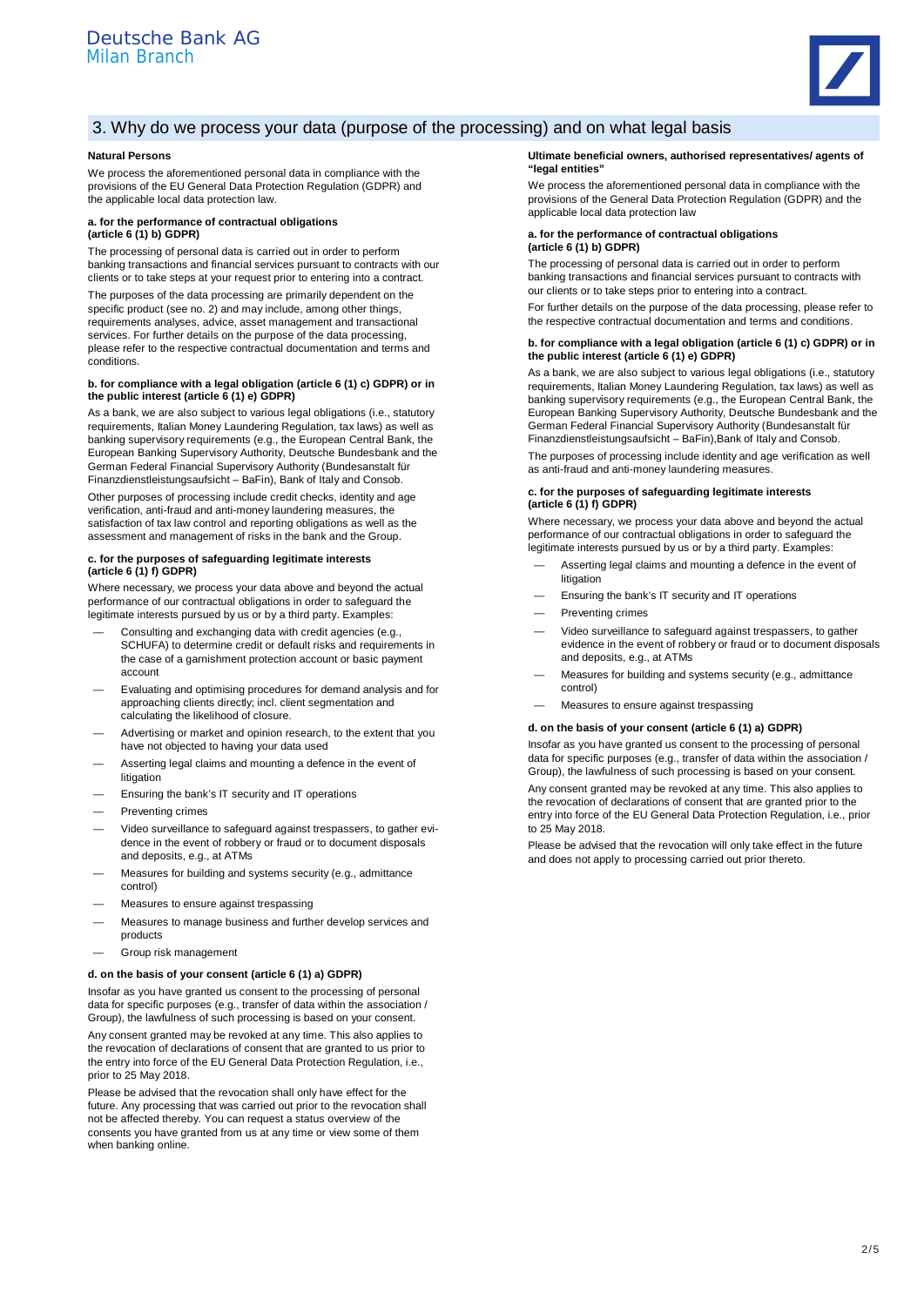## 3. Why do we process your data (purpose of the processing) and on what legal basis

**Natural Persons**

We process the aforementioned personal data in compliance with the provisions of the EU General Data Protection Regulation (GDPR) and the applicable local data protection law.

**a. for the performance of contractual obligations (article 6 (1) b) GDPR)**

The processing of personal data is carried out in order to perform banking transactions and financial services pursuant to contracts with our clients or to take steps at your request prior to entering into a contract.

The purposes of the data processing are primarily dependent on the specific product (see no. 2) and may include, among other things, requirements analyses, advice, asset management and transactional services. For further details on the purpose of the data processing, please refer to the respective contractual documentation and terms and conditions.

**b. for compliance with a legal obligation (article 6 (1) c) GDPR) or in the public interest (article 6 (1) e) GDPR)**

As a bank, we are also subject to various legal obligations (i.e., statutory requirements, Italian Money Laundering Regulation, tax laws) as well as banking supervisory requirements (e.g., the European Central Bank, the European Banking Supervisory Authority, Deutsche Bundesbank and the German Federal Financial Supervisory Authority (Bundesanstalt für Finanzdienstleistungsaufsicht – BaFin), Bank of Italy and Consob.

Other purposes of processing include credit checks, identity and age verification, anti-fraud and anti-money laundering measures, the satisfaction of tax law control and reporting obligations as well as the assessment and management of risks in the bank and the Group.

**c. for the purposes of safeguarding legitimate interests (article 6 (1) f) GDPR)**

Where necessary, we process your data above and beyond the actual performance of our contractual obligations in order to safeguard the legitimate interests pursued by us or by a third party. Examples:

- Consulting and exchanging data with credit agencies (e.g., SCHUFA) to determine credit or default risks and requirements in the case of a garnishment protection account or basic payment account
- Evaluating and optimising procedures for demand analysis and for approaching clients directly; incl. client segmentation and calculating the likelihood of closure.
- Advertising or market and opinion research, to the extent that you have not objected to having your data used
- Asserting legal claims and mounting a defence in the event of litigation
- Ensuring the bank's IT security and IT operations
- Preventing crimes
- Video surveillance to safeguard against trespassers, to gather evidence in the event of robbery or fraud or to document disposals and deposits, e.g., at ATMs
- Measures for building and systems security (e.g., admittance control)
- Measures to ensure against trespassing
- Measures to manage business and further develop services and products
- Group risk management

**d. on the basis of your consent (article 6 (1) a) GDPR)**

Insofar as you have granted us consent to the processing of personal data for specific purposes (e.g., transfer of data within the association / Group), the lawfulness of such processing is based on your consent.

Any consent granted may be revoked at any time. This also applies to the revocation of declarations of consent that are granted to us prior to the entry into force of the EU General Data Protection Regulation, i.e., prior to 25 May 2018.

Please be advised that the revocation shall only have effect for the future. Any processing that was carried out prior to the revocation shall not be affected thereby. You can request a status overview of the consents you have granted from us at any time or view some of them when banking online.

**Ultimate beneficial owners, authorised representatives/ agents of "legal entities"**

We process the aforementioned personal data in compliance with the provisions of the General Data Protection Regulation (GDPR) and the applicable local data protection law

**a. for the performance of contractual obligations (article 6 (1) b) GDPR)**

The processing of personal data is carried out in order to perform banking transactions and financial services pursuant to contracts with our clients or to take steps prior to entering into a contract.

For further details on the purpose of the data processing, please refer to the respective contractual documentation and terms and conditions.

**b. for compliance with a legal obligation (article 6 (1) c) GDPR) or in the public interest (article 6 (1) e) GDPR)**

As a bank, we are also subject to various legal obligations (i.e., statutory requirements, Italian Money Laundering Regulation, tax laws) as well as banking supervisory requirements (e.g., the European Central Bank, the European Banking Supervisory Authority, Deutsche Bundesbank and the German Federal Financial Supervisory Authority (Bundesanstalt für Finanzdienstleistungsaufsicht – BaFin),Bank of Italy and Consob.

The purposes of processing include identity and age verification as well as anti-fraud and anti-money laundering measures.

**c. for the purposes of safeguarding legitimate interests (article 6 (1) f) GDPR)**

Where necessary, we process your data above and beyond the actual performance of our contractual obligations in order to safeguard the legitimate interests pursued by us or by a third party. Examples:

- Asserting legal claims and mounting a defence in the event of litigation
- Ensuring the bank's IT security and IT operations
- Preventing crimes
- Video surveillance to safeguard against trespassers, to gather evidence in the event of robbery or fraud or to document disposals and deposits, e.g., at ATMs
- Measures for building and systems security (e.g., admittance control)
- Measures to ensure against trespassing

**d. on the basis of your consent (article 6 (1) a) GDPR)**

Insofar as you have granted us consent to the processing of personal data for specific purposes (e.g., transfer of data within the association / Group), the lawfulness of such processing is based on your consent.

Any consent granted may be revoked at any time. This also applies to the revocation of declarations of consent that are granted prior to the entry into force of the EU General Data Protection Regulation, i.e., prior to 25 May 2018.

Please be advised that the revocation will only take effect in the future and does not apply to processing carried out prior thereto.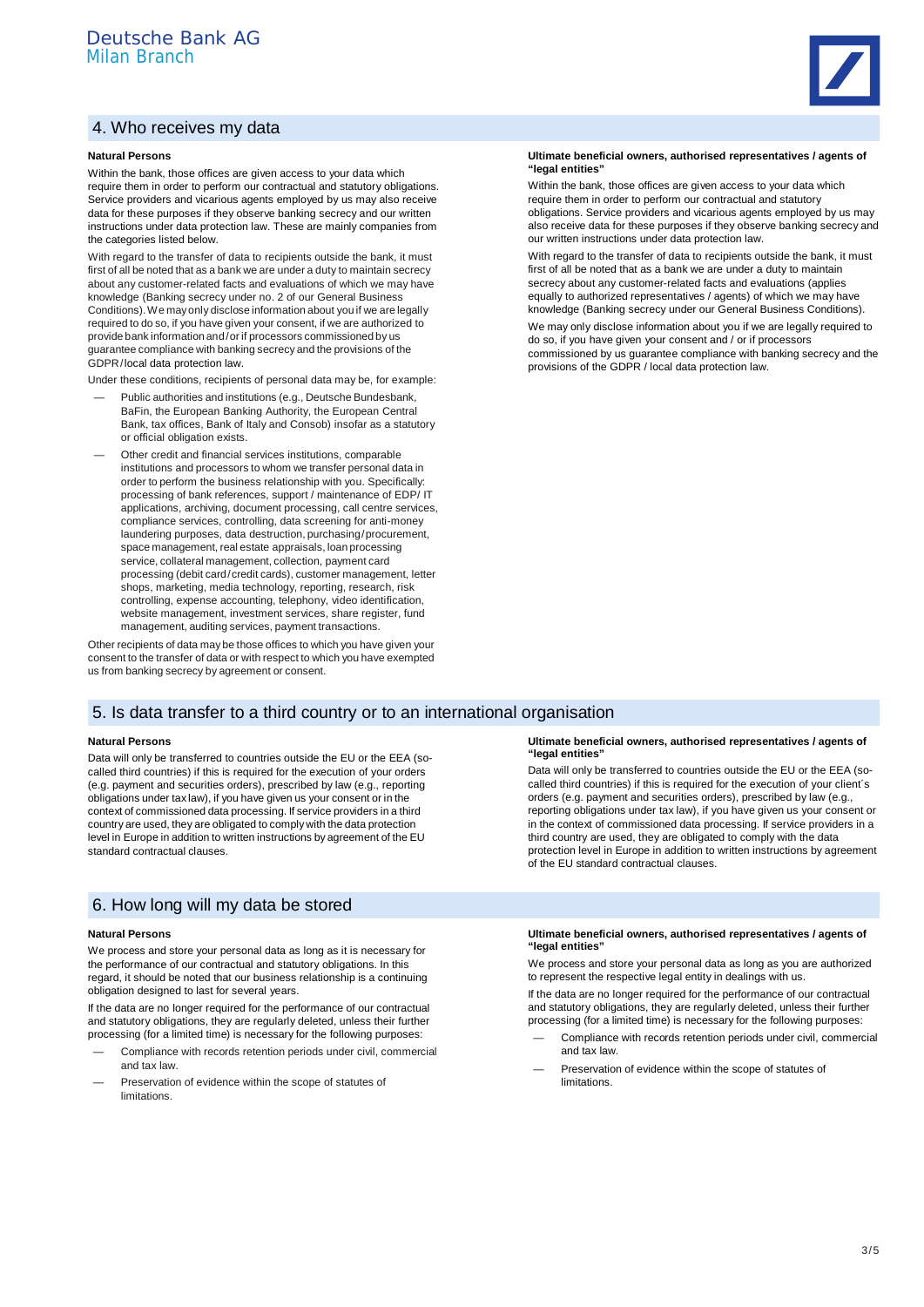## 4. Who receives my data

### Natural Persons

Within the bank, those offices are given access to your data which require them in order to perform our contractual and statutory obligations. Service providers and vicarious agents employed by us may also receive data for these purposes if they observe banking secrecy and our written instructions under data protection law. These are mainly companies from the categories listed below.

With regard to the transfer of data to recipients outside the bank, it must first of all be noted that as a bank we are under a duty to maintain secrecy about any customer-related facts and evaluations of which we may have knowledge (Banking secrecy under no. 2 of our General Business Conditions). We may only disclose information about you if we are legally required to do so, if you have given your consent, if we are authorized to provide bank information and/or if processors commissioned by us guarantee compliance with banking secrecy and the provisions of the GDPR/local data protection law.

Under these conditions, recipients of personal data may be, for example:

- Public authorities and institutions (e.g., Deutsche Bundesbank, BaFin, the European Banking Authority, the European Central Bank, tax offices, Bank of Italy and Consob) insofar as a statutory or official obligation exists.
- Other credit and financial services institutions, comparable institutions and processors to whom we transfer personal data in order to perform the business relationship with you. Specifically: processing of bank references, support / maintenance of EDP/ IT applications, archiving, document processing, call centre services, compliance services, controlling, data screening for anti-money laundering purposes, data destruction, purchasing/procurement, space management, real estate appraisals, loan processing service, collateral management, collection, payment card processing (debit card/credit cards), customer management, letter shops, marketing, media technology, reporting, research, risk controlling, expense accounting, telephony, video identification, website management, investment services, share register, fund management, auditing services, payment transactions.

Other recipients of data may be those offices to which you have given your consent to the transfer of data or with respect to which you have exempted us from banking secrecy by agreement or consent.

### Ultimate beneficial owners, authorised representatives / agents of "legal entities"

Within the bank, those offices are given access to your data which require them in order to perform our contractual and statutory obligations. Service providers and vicarious agents employed by us may also receive data for these purposes if they observe banking secrecy and our written instructions under data protection law.

With regard to the transfer of data to recipients outside the bank, it must first of all be noted that as a bank we are under a duty to maintain secrecy about any customer-related facts and evaluations (applies equally to authorized representatives / agents) of which we may have knowledge (Banking secrecy under our General Business Conditions).

We may only disclose information about you if we are legally required to do so, if you have given your consent and / or if processors commissioned by us guarantee compliance with banking secrecy and the provisions of the GDPR / local data protection law.

## 5. Is data transfer to a third country or to an international organisation

### Natural Persons

Data will only be transferred to countries outside the EU or the EEA (so-called third countries) if this is required for the execution of your orders (e.g. payment and securities orders), prescribed by law (e.g., reporting obligations under tax law), if you have given us your consent or in the context of commissioned data processing. If service providers in a third country are used, they are obligated to comply with the data protection level in Europe in addition to written instructions by agreement of the EU standard contractual clauses.

### Ultimate beneficial owners, authorised representatives / agents of "legal entities"

Data will only be transferred to countries outside the EU or the EEA (so-called third countries) if this is required for the execution of your client´s orders (e.g. payment and securities orders), prescribed by law (e.g., reporting obligations under tax law), if you have given us your consent or in the context of commissioned data processing. If service providers in a third country are used, they are obligated to comply with the data protection level in Europe in addition to written instructions by agreement of the EU standard contractual clauses.

## 6. How long will my data be stored

### Natural Persons

We process and store your personal data as long as it is necessary for the performance of our contractual and statutory obligations. In this regard, it should be noted that our business relationship is a continuing obligation designed to last for several years.

If the data are no longer required for the performance of our contractual and statutory obligations, they are regularly deleted, unless their further processing (for a limited time) is necessary for the following purposes:

- Compliance with records retention periods under civil, commercial and tax law.
- Preservation of evidence within the scope of statutes of limitations.

### Ultimate beneficial owners, authorised representatives / agents of "legal entities"

We process and store your personal data as long as you are authorized to represent the respective legal entity in dealings with us.

If the data are no longer required for the performance of our contractual and statutory obligations, they are regularly deleted, unless their further processing (for a limited time) is necessary for the following purposes:

- Compliance with records retention periods under civil, commercial and tax law.
- Preservation of evidence within the scope of statutes of limitations.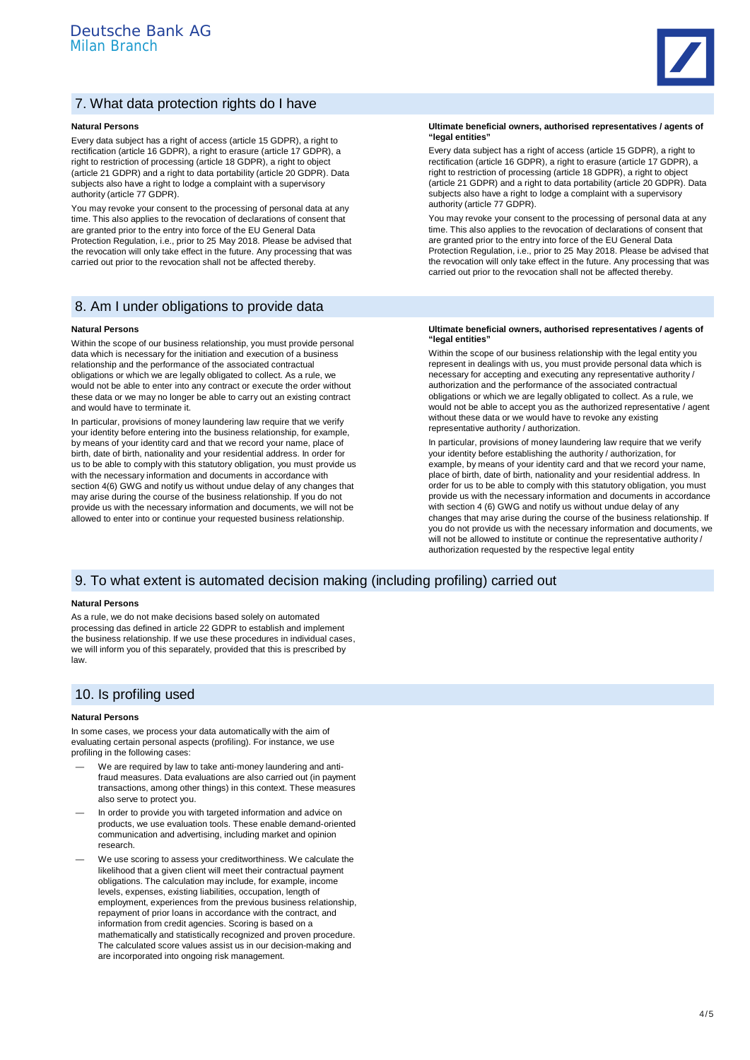## 7. What data protection rights do I have

**Natural Persons**

Every data subject has a right of access (article 15 GDPR), a right to rectification (article 16 GDPR), a right to erasure (article 17 GDPR), a right to restriction of processing (article 18 GDPR), a right to object (article 21 GDPR) and a right to data portability (article 20 GDPR). Data subjects also have a right to lodge a complaint with a supervisory authority (article 77 GDPR).

You may revoke your consent to the processing of personal data at any time. This also applies to the revocation of declarations of consent that are granted prior to the entry into force of the EU General Data Protection Regulation, i.e., prior to 25 May 2018. Please be advised that the revocation will only take effect in the future. Any processing that was carried out prior to the revocation shall not be affected thereby.

**Ultimate beneficial owners, authorised representatives / agents of "legal entities"**

Every data subject has a right of access (article 15 GDPR), a right to rectification (article 16 GDPR), a right to erasure (article 17 GDPR), a right to restriction of processing (article 18 GDPR), a right to object (article 21 GDPR) and a right to data portability (article 20 GDPR). Data subjects also have a right to lodge a complaint with a supervisory authority (article 77 GDPR).

You may revoke your consent to the processing of personal data at any time. This also applies to the revocation of declarations of consent that are granted prior to the entry into force of the EU General Data Protection Regulation, i.e., prior to 25 May 2018. Please be advised that the revocation will only take effect in the future. Any processing that was carried out prior to the revocation shall not be affected thereby.

## 8. Am I under obligations to provide data

**Natural Persons**

Within the scope of our business relationship, you must provide personal data which is necessary for the initiation and execution of a business relationship and the performance of the associated contractual obligations or which we are legally obligated to collect. As a rule, we would not be able to enter into any contract or execute the order without these data or we may no longer be able to carry out an existing contract and would have to terminate it.

In particular, provisions of money laundering law require that we verify your identity before entering into the business relationship, for example, by means of your identity card and that we record your name, place of birth, date of birth, nationality and your residential address. In order for us to be able to comply with this statutory obligation, you must provide us with the necessary information and documents in accordance with section 4(6) GWG and notify us without undue delay of any changes that may arise during the course of the business relationship. If you do not provide us with the necessary information and documents, we will not be allowed to enter into or continue your requested business relationship.

**Ultimate beneficial owners, authorised representatives / agents of "legal entities"**

Within the scope of our business relationship with the legal entity you represent in dealings with us, you must provide personal data which is necessary for accepting and executing any representative authority / authorization and the performance of the associated contractual obligations or which we are legally obligated to collect. As a rule, we would not be able to accept you as the authorized representative / agent without these data or we would have to revoke any existing representative authority / authorization.

In particular, provisions of money laundering law require that we verify your identity before establishing the authority / authorization, for example, by means of your identity card and that we record your name, place of birth, date of birth, nationality and your residential address. In order for us to be able to comply with this statutory obligation, you must provide us with the necessary information and documents in accordance with section 4 (6) GWG and notify us without undue delay of any changes that may arise during the course of the business relationship. If you do not provide us with the necessary information and documents, we will not be allowed to institute or continue the representative authority / authorization requested by the respective legal entity

## 9. To what extent is automated decision making (including profiling) carried out

**Natural Persons**

As a rule, we do not make decisions based solely on automated processing das defined in article 22 GDPR to establish and implement the business relationship. If we use these procedures in individual cases, we will inform you of this separately, provided that this is prescribed by law.

## 10. Is profiling used

**Natural Persons**

In some cases, we process your data automatically with the aim of evaluating certain personal aspects (profiling). For instance, we use profiling in the following cases:

- We are required by law to take anti-money laundering and anti-fraud measures. Data evaluations are also carried out (in payment transactions, among other things) in this context. These measures also serve to protect you.
- In order to provide you with targeted information and advice on products, we use evaluation tools. These enable demand-oriented communication and advertising, including market and opinion research.
- We use scoring to assess your creditworthiness. We calculate the likelihood that a given client will meet their contractual payment obligations. The calculation may include, for example, income levels, expenses, existing liabilities, occupation, length of employment, experiences from the previous business relationship, repayment of prior loans in accordance with the contract, and information from credit agencies. Scoring is based on a mathematically and statistically recognized and proven procedure. The calculated score values assist us in our decision-making and are incorporated into ongoing risk management.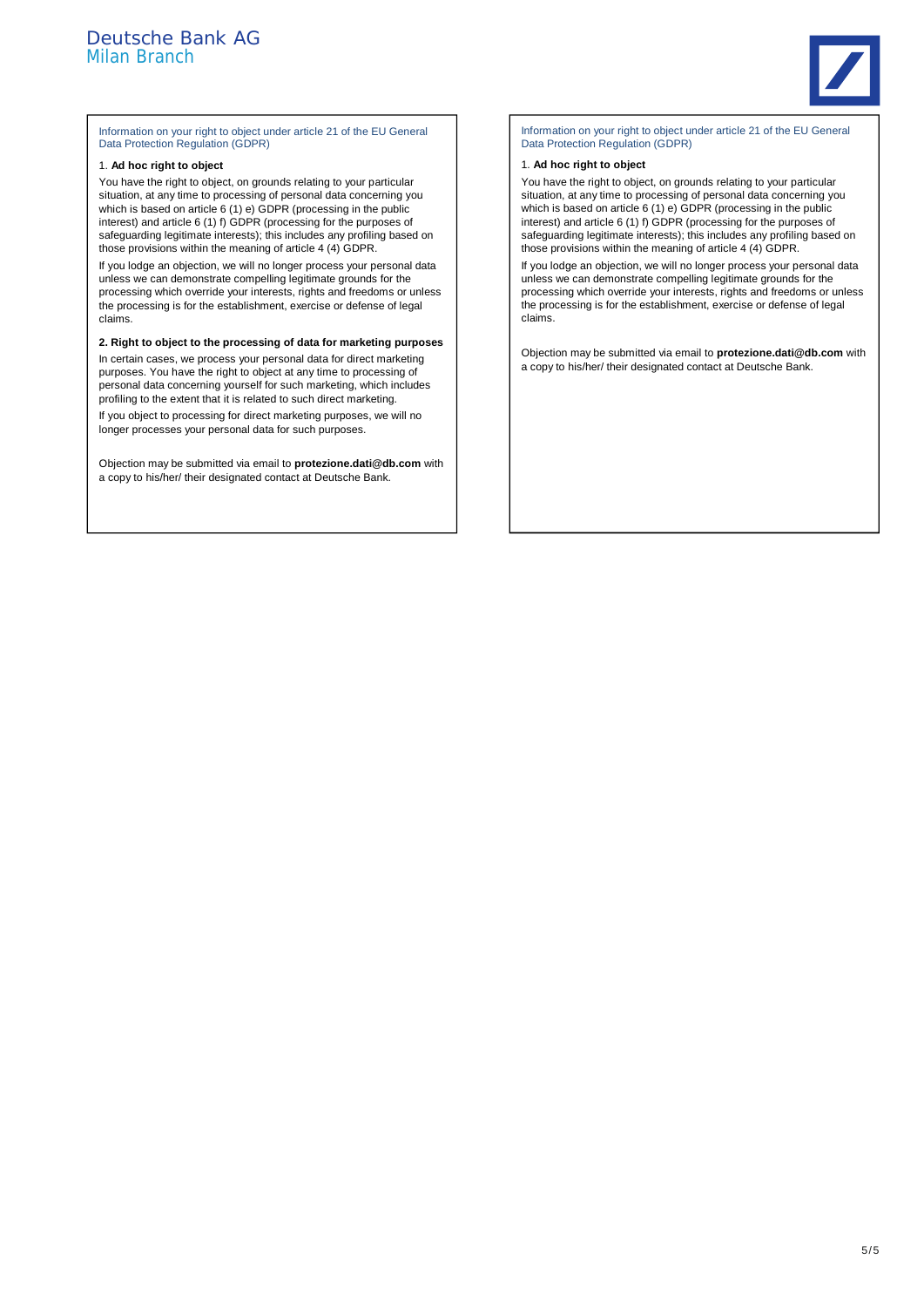Deutsche Bank AG
Milan Branch

Information on your right to object under article 21 of the EU General Data Protection Regulation (GDPR)

1. **Ad hoc right to object**

You have the right to object, on grounds relating to your particular situation, at any time to processing of personal data concerning you which is based on article 6 (1) e) GDPR (processing in the public interest) and article 6 (1) f) GDPR (processing for the purposes of safeguarding legitimate interests); this includes any profiling based on those provisions within the meaning of article 4 (4) GDPR.

If you lodge an objection, we will no longer process your personal data unless we can demonstrate compelling legitimate grounds for the processing which override your interests, rights and freedoms or unless the processing is for the establishment, exercise or defense of legal claims.

**2. Right to object to the processing of data for marketing purposes**

In certain cases, we process your personal data for direct marketing purposes. You have the right to object at any time to processing of personal data concerning yourself for such marketing, which includes profiling to the extent that it is related to such direct marketing.

If you object to processing for direct marketing purposes, we will no longer processes your personal data for such purposes.

Objection may be submitted via email to **protezione.dati@db.com** with a copy to his/her/ their designated contact at Deutsche Bank.

Information on your right to object under article 21 of the EU General Data Protection Regulation (GDPR)

1. **Ad hoc right to object**

You have the right to object, on grounds relating to your particular situation, at any time to processing of personal data concerning you which is based on article 6 (1) e) GDPR (processing in the public interest) and article 6 (1) f) GDPR (processing for the purposes of safeguarding legitimate interests); this includes any profiling based on those provisions within the meaning of article 4 (4) GDPR.

If you lodge an objection, we will no longer process your personal data unless we can demonstrate compelling legitimate grounds for the processing which override your interests, rights and freedoms or unless the processing is for the establishment, exercise or defense of legal claims.

Objection may be submitted via email to **protezione.dati@db.com** with a copy to his/her/ their designated contact at Deutsche Bank.